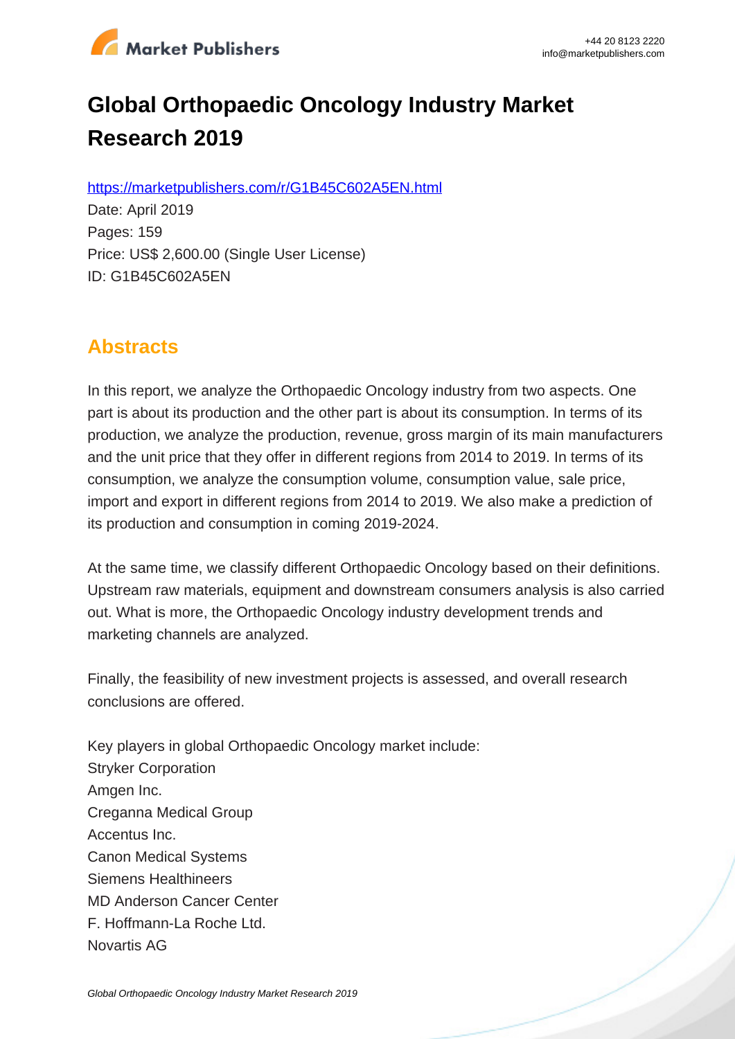# Global Orthopaedic Oncology Industry Market Research 2019

https://marketpublishers.com/r/G1B45C602A5EN.html

Date: April 2019

Pages: 159

Price: US$ 2,600.00 (Single User License)

ID: G1B45C602A5EN

## Abstracts

In this report, we analyze the Orthopaedic Oncology industry from two aspects. One part is about its production and the other part is about its consumption. In terms of its production, we analyze the production, revenue, gross margin of its main manufacturers and the unit price that they offer in different regions from 2014 to 2019. In terms of its consumption, we analyze the consumption volume, consumption value, sale price, import and export in different regions from 2014 to 2019. We also make a prediction of its production and consumption in coming 2019-2024.

At the same time, we classify different Orthopaedic Oncology based on their definitions. Upstream raw materials, equipment and downstream consumers analysis is also carried out. What is more, the Orthopaedic Oncology industry development trends and marketing channels are analyzed.

Finally, the feasibility of new investment projects is assessed, and overall research conclusions are offered.

Key players in global Orthopaedic Oncology market include:

Stryker Corporation

Amgen Inc.

Creganna Medical Group

Accentus Inc.

Canon Medical Systems

Siemens Healthineers

MD Anderson Cancer Center

F. Hoffmann-La Roche Ltd.

Novartis AG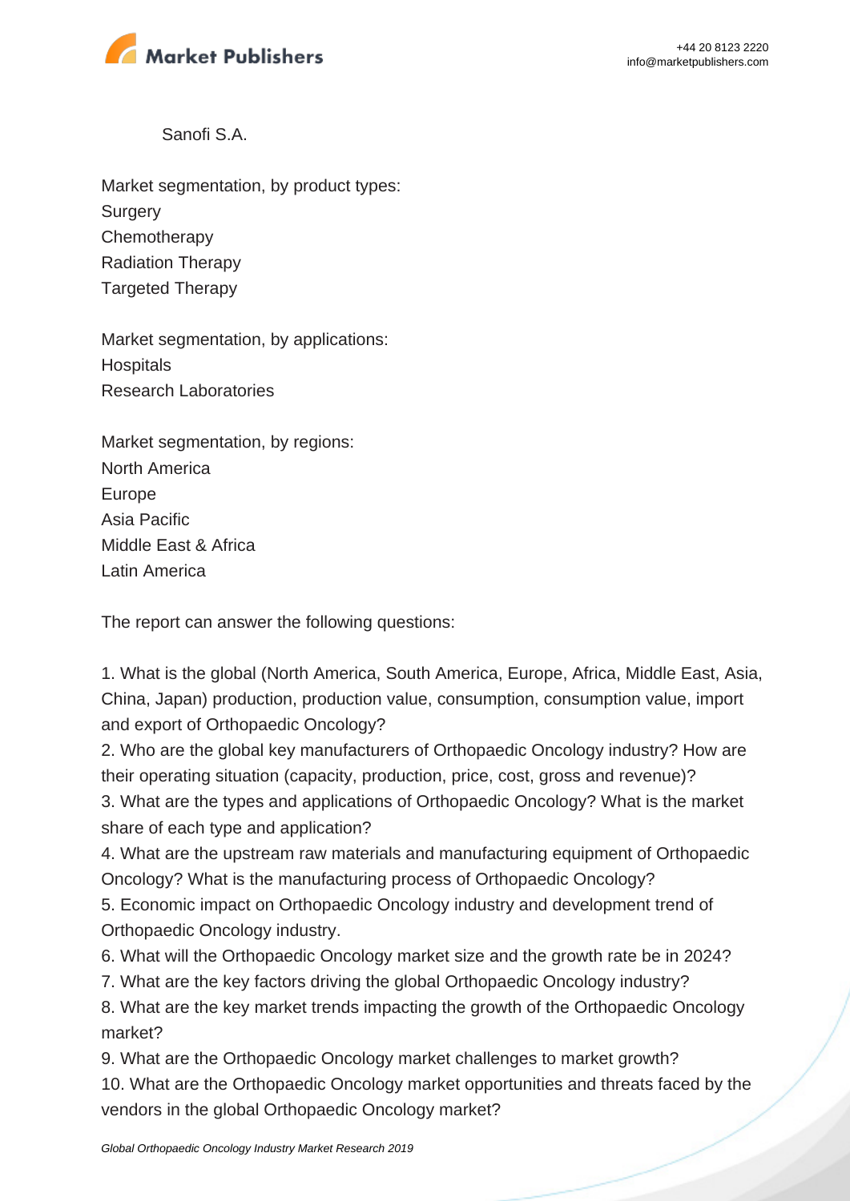Sanofi S.A.

Market segmentation, by product types:
Surgery
Chemotherapy
Radiation Therapy
Targeted Therapy

Market segmentation, by applications:
Hospitals
Research Laboratories

Market segmentation, by regions:
North America
Europe
Asia Pacific
Middle East & Africa
Latin America

The report can answer the following questions:

1. What is the global (North America, South America, Europe, Africa, Middle East, Asia, China, Japan) production, production value, consumption, consumption value, import and export of Orthopaedic Oncology?
2. Who are the global key manufacturers of Orthopaedic Oncology industry? How are their operating situation (capacity, production, price, cost, gross and revenue)?
3. What are the types and applications of Orthopaedic Oncology? What is the market share of each type and application?
4. What are the upstream raw materials and manufacturing equipment of Orthopaedic Oncology? What is the manufacturing process of Orthopaedic Oncology?
5. Economic impact on Orthopaedic Oncology industry and development trend of Orthopaedic Oncology industry.
6. What will the Orthopaedic Oncology market size and the growth rate be in 2024?
7. What are the key factors driving the global Orthopaedic Oncology industry?
8. What are the key market trends impacting the growth of the Orthopaedic Oncology market?
9. What are the Orthopaedic Oncology market challenges to market growth?
10. What are the Orthopaedic Oncology market opportunities and threats faced by the vendors in the global Orthopaedic Oncology market?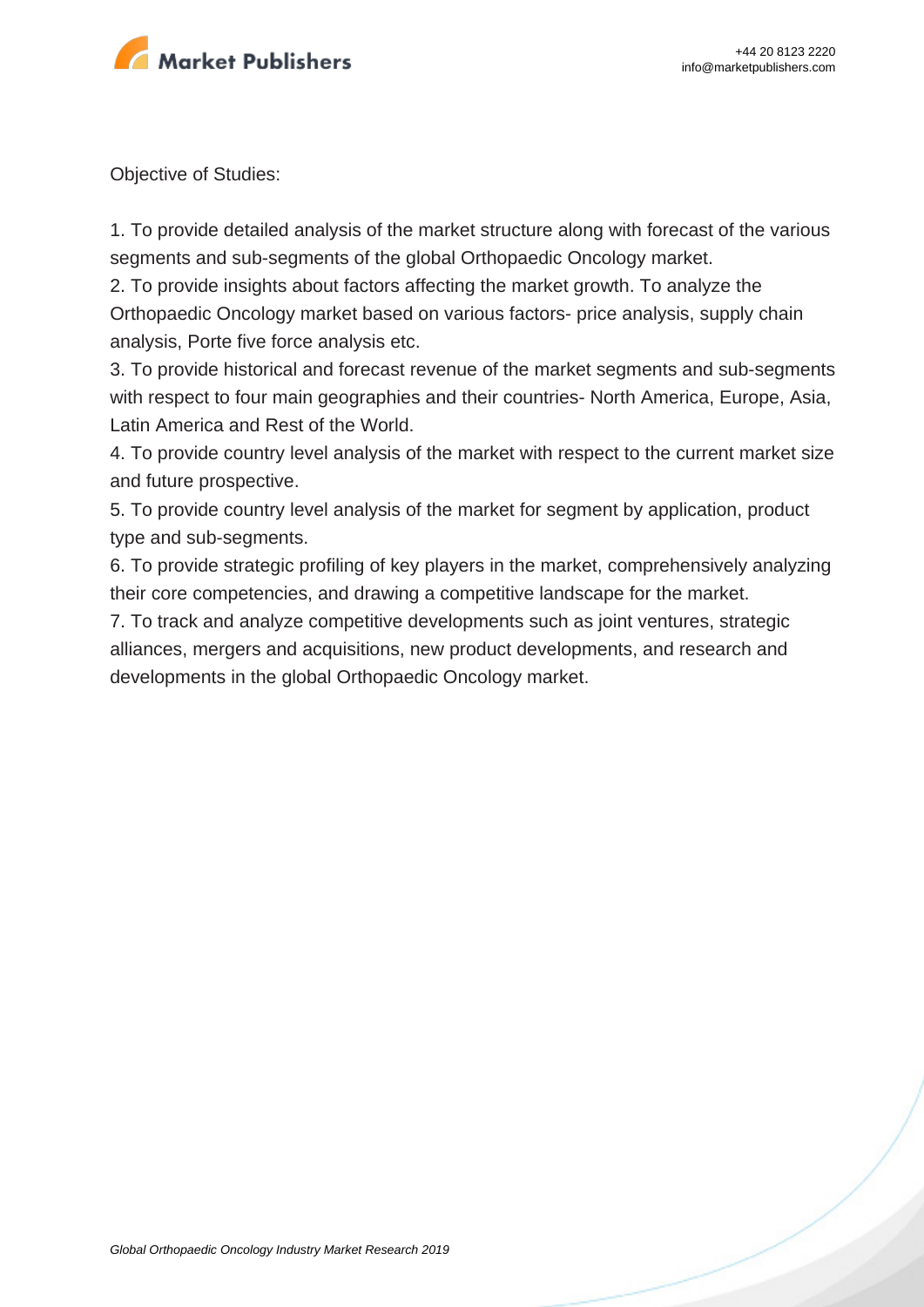Objective of Studies:

1. To provide detailed analysis of the market structure along with forecast of the various segments and sub-segments of the global Orthopaedic Oncology market.
2. To provide insights about factors affecting the market growth. To analyze the Orthopaedic Oncology market based on various factors- price analysis, supply chain analysis, Porte five force analysis etc.
3. To provide historical and forecast revenue of the market segments and sub-segments with respect to four main geographies and their countries- North America, Europe, Asia, Latin America and Rest of the World.
4. To provide country level analysis of the market with respect to the current market size and future prospective.
5. To provide country level analysis of the market for segment by application, product type and sub-segments.
6. To provide strategic profiling of key players in the market, comprehensively analyzing their core competencies, and drawing a competitive landscape for the market.
7. To track and analyze competitive developments such as joint ventures, strategic alliances, mergers and acquisitions, new product developments, and research and developments in the global Orthopaedic Oncology market.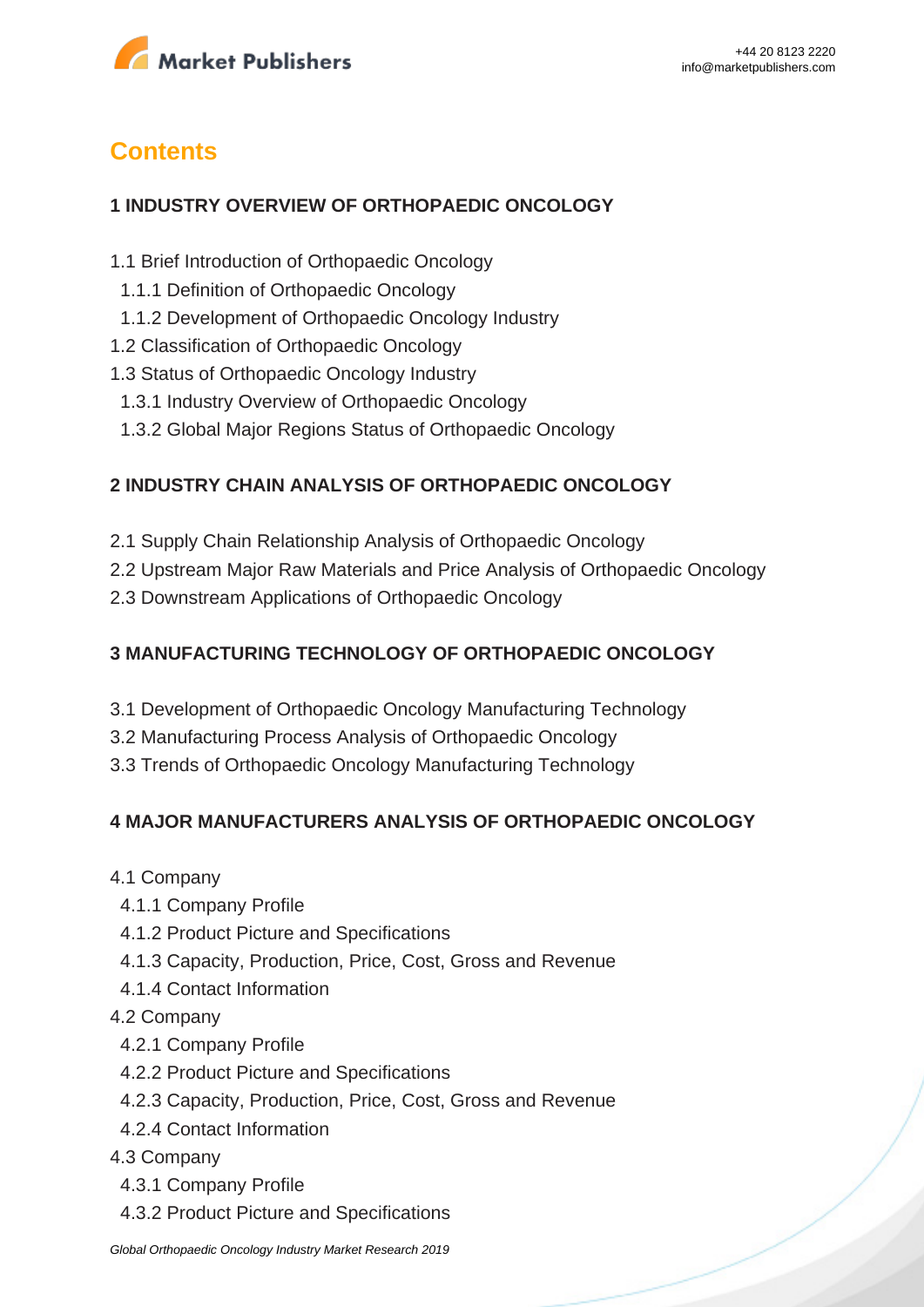## Contents

### 1 INDUSTRY OVERVIEW OF ORTHOPAEDIC ONCOLOGY

1.1 Brief Introduction of Orthopaedic Oncology
  1.1.1 Definition of Orthopaedic Oncology
  1.1.2 Development of Orthopaedic Oncology Industry
1.2 Classification of Orthopaedic Oncology
1.3 Status of Orthopaedic Oncology Industry
  1.3.1 Industry Overview of Orthopaedic Oncology
  1.3.2 Global Major Regions Status of Orthopaedic Oncology

### 2 INDUSTRY CHAIN ANALYSIS OF ORTHOPAEDIC ONCOLOGY

2.1 Supply Chain Relationship Analysis of Orthopaedic Oncology
2.2 Upstream Major Raw Materials and Price Analysis of Orthopaedic Oncology
2.3 Downstream Applications of Orthopaedic Oncology

### 3 MANUFACTURING TECHNOLOGY OF ORTHOPAEDIC ONCOLOGY

3.1 Development of Orthopaedic Oncology Manufacturing Technology
3.2 Manufacturing Process Analysis of Orthopaedic Oncology
3.3 Trends of Orthopaedic Oncology Manufacturing Technology

### 4 MAJOR MANUFACTURERS ANALYSIS OF ORTHOPAEDIC ONCOLOGY

4.1 Company
  4.1.1 Company Profile
  4.1.2 Product Picture and Specifications
  4.1.3 Capacity, Production, Price, Cost, Gross and Revenue
  4.1.4 Contact Information
4.2 Company
  4.2.1 Company Profile
  4.2.2 Product Picture and Specifications
  4.2.3 Capacity, Production, Price, Cost, Gross and Revenue
  4.2.4 Contact Information
4.3 Company
  4.3.1 Company Profile
  4.3.2 Product Picture and Specifications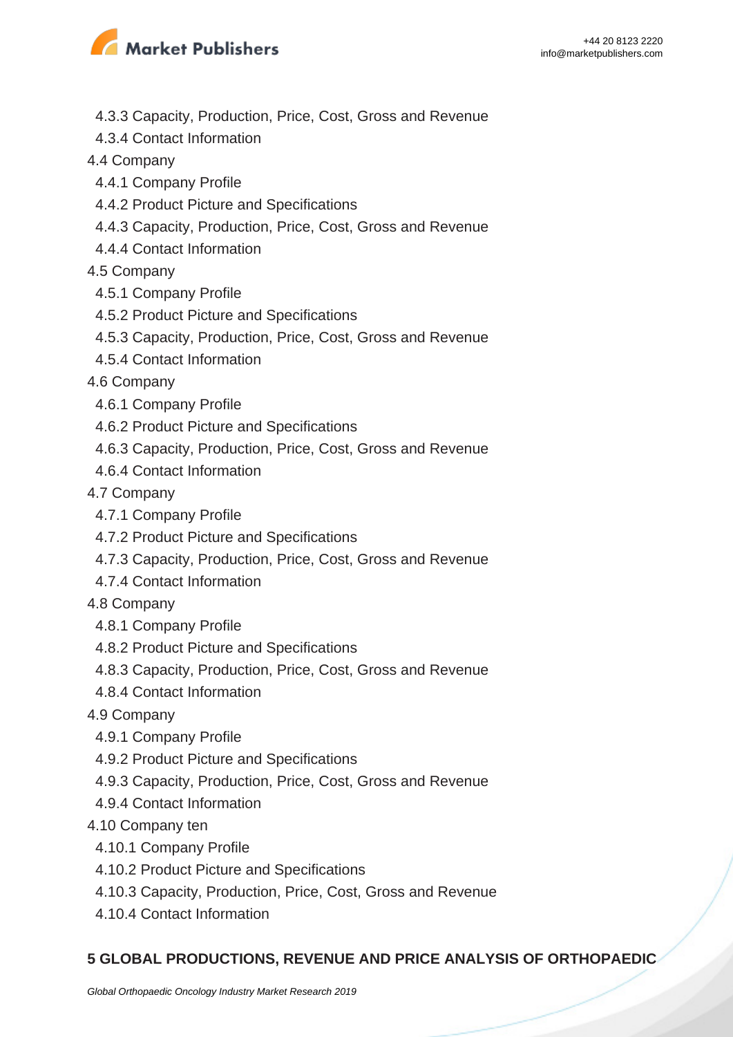4.3.3 Capacity, Production, Price, Cost, Gross and Revenue
  4.3.4 Contact Information
4.4 Company
  4.4.1 Company Profile
  4.4.2 Product Picture and Specifications
  4.4.3 Capacity, Production, Price, Cost, Gross and Revenue
  4.4.4 Contact Information
4.5 Company
  4.5.1 Company Profile
  4.5.2 Product Picture and Specifications
  4.5.3 Capacity, Production, Price, Cost, Gross and Revenue
  4.5.4 Contact Information
4.6 Company
  4.6.1 Company Profile
  4.6.2 Product Picture and Specifications
  4.6.3 Capacity, Production, Price, Cost, Gross and Revenue
  4.6.4 Contact Information
4.7 Company
  4.7.1 Company Profile
  4.7.2 Product Picture and Specifications
  4.7.3 Capacity, Production, Price, Cost, Gross and Revenue
  4.7.4 Contact Information
4.8 Company
  4.8.1 Company Profile
  4.8.2 Product Picture and Specifications
  4.8.3 Capacity, Production, Price, Cost, Gross and Revenue
  4.8.4 Contact Information
4.9 Company
  4.9.1 Company Profile
  4.9.2 Product Picture and Specifications
  4.9.3 Capacity, Production, Price, Cost, Gross and Revenue
  4.9.4 Contact Information
4.10 Company ten
  4.10.1 Company Profile
  4.10.2 Product Picture and Specifications
  4.10.3 Capacity, Production, Price, Cost, Gross and Revenue
  4.10.4 Contact Information

**5 GLOBAL PRODUCTIONS, REVENUE AND PRICE ANALYSIS OF ORTHOPAEDIC**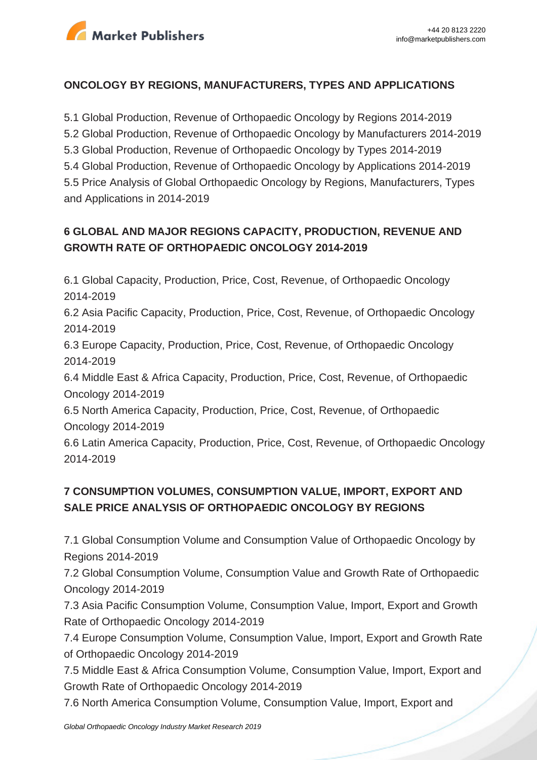## ONCOLOGY BY REGIONS, MANUFACTURERS, TYPES AND APPLICATIONS

5.1 Global Production, Revenue of Orthopaedic Oncology by Regions 2014-2019
5.2 Global Production, Revenue of Orthopaedic Oncology by Manufacturers 2014-2019
5.3 Global Production, Revenue of Orthopaedic Oncology by Types 2014-2019
5.4 Global Production, Revenue of Orthopaedic Oncology by Applications 2014-2019
5.5 Price Analysis of Global Orthopaedic Oncology by Regions, Manufacturers, Types and Applications in 2014-2019

## 6 GLOBAL AND MAJOR REGIONS CAPACITY, PRODUCTION, REVENUE AND GROWTH RATE OF ORTHOPAEDIC ONCOLOGY 2014-2019

6.1 Global Capacity, Production, Price, Cost, Revenue, of Orthopaedic Oncology 2014-2019
6.2 Asia Pacific Capacity, Production, Price, Cost, Revenue, of Orthopaedic Oncology 2014-2019
6.3 Europe Capacity, Production, Price, Cost, Revenue, of Orthopaedic Oncology 2014-2019
6.4 Middle East & Africa Capacity, Production, Price, Cost, Revenue, of Orthopaedic Oncology 2014-2019
6.5 North America Capacity, Production, Price, Cost, Revenue, of Orthopaedic Oncology 2014-2019
6.6 Latin America Capacity, Production, Price, Cost, Revenue, of Orthopaedic Oncology 2014-2019

## 7 CONSUMPTION VOLUMES, CONSUMPTION VALUE, IMPORT, EXPORT AND SALE PRICE ANALYSIS OF ORTHOPAEDIC ONCOLOGY BY REGIONS

7.1 Global Consumption Volume and Consumption Value of Orthopaedic Oncology by Regions 2014-2019
7.2 Global Consumption Volume, Consumption Value and Growth Rate of Orthopaedic Oncology 2014-2019
7.3 Asia Pacific Consumption Volume, Consumption Value, Import, Export and Growth Rate of Orthopaedic Oncology 2014-2019
7.4 Europe Consumption Volume, Consumption Value, Import, Export and Growth Rate of Orthopaedic Oncology 2014-2019
7.5 Middle East & Africa Consumption Volume, Consumption Value, Import, Export and Growth Rate of Orthopaedic Oncology 2014-2019
7.6 North America Consumption Volume, Consumption Value, Import, Export and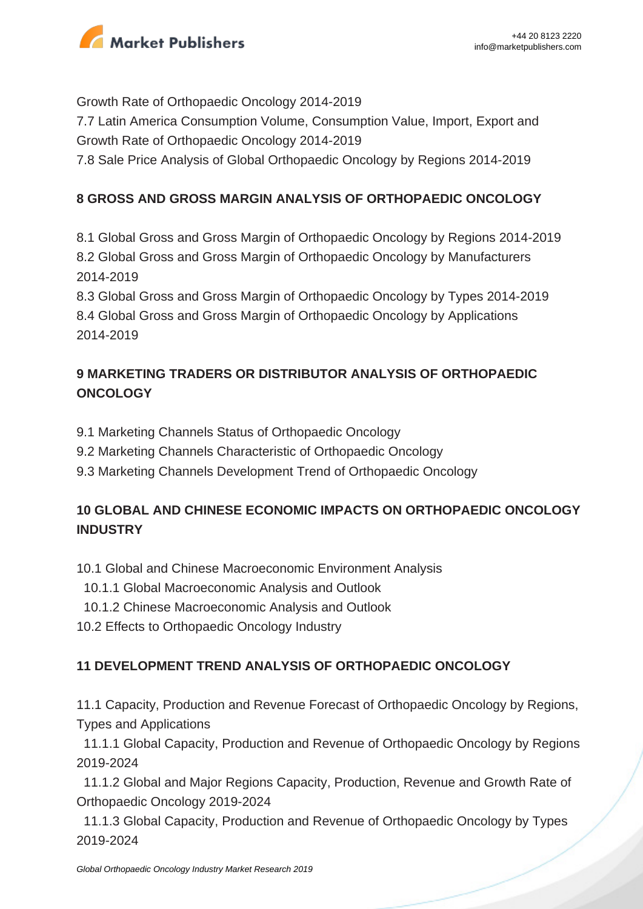Growth Rate of Orthopaedic Oncology 2014-2019

7.7 Latin America Consumption Volume, Consumption Value, Import, Export and Growth Rate of Orthopaedic Oncology 2014-2019

7.8 Sale Price Analysis of Global Orthopaedic Oncology by Regions 2014-2019

## 8 GROSS AND GROSS MARGIN ANALYSIS OF ORTHOPAEDIC ONCOLOGY

8.1 Global Gross and Gross Margin of Orthopaedic Oncology by Regions 2014-2019

8.2 Global Gross and Gross Margin of Orthopaedic Oncology by Manufacturers 2014-2019

8.3 Global Gross and Gross Margin of Orthopaedic Oncology by Types 2014-2019

8.4 Global Gross and Gross Margin of Orthopaedic Oncology by Applications 2014-2019

## 9 MARKETING TRADERS OR DISTRIBUTOR ANALYSIS OF ORTHOPAEDIC ONCOLOGY

9.1 Marketing Channels Status of Orthopaedic Oncology

9.2 Marketing Channels Characteristic of Orthopaedic Oncology

9.3 Marketing Channels Development Trend of Orthopaedic Oncology

## 10 GLOBAL AND CHINESE ECONOMIC IMPACTS ON ORTHOPAEDIC ONCOLOGY INDUSTRY

10.1 Global and Chinese Macroeconomic Environment Analysis

  10.1.1 Global Macroeconomic Analysis and Outlook

  10.1.2 Chinese Macroeconomic Analysis and Outlook

10.2 Effects to Orthopaedic Oncology Industry

## 11 DEVELOPMENT TREND ANALYSIS OF ORTHOPAEDIC ONCOLOGY

11.1 Capacity, Production and Revenue Forecast of Orthopaedic Oncology by Regions, Types and Applications

  11.1.1 Global Capacity, Production and Revenue of Orthopaedic Oncology by Regions 2019-2024

  11.1.2 Global and Major Regions Capacity, Production, Revenue and Growth Rate of Orthopaedic Oncology 2019-2024

  11.1.3 Global Capacity, Production and Revenue of Orthopaedic Oncology by Types 2019-2024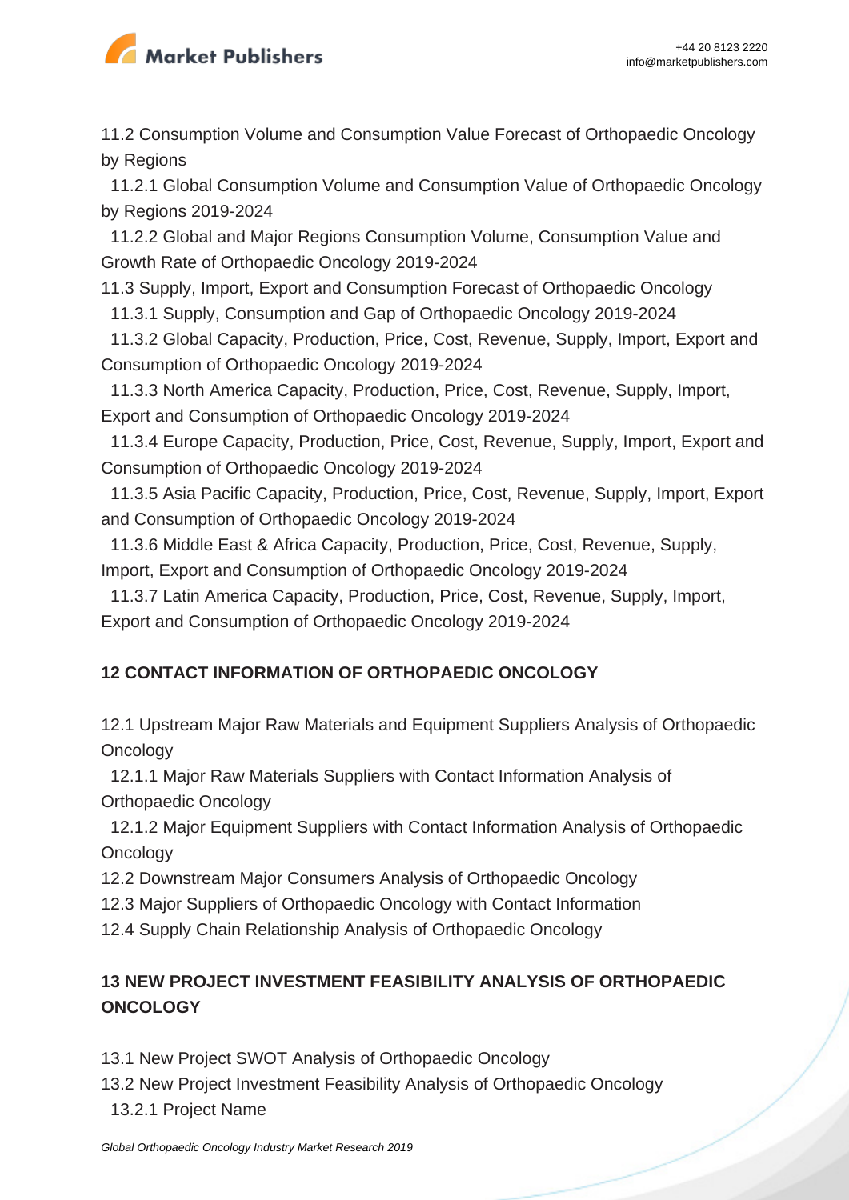11.2 Consumption Volume and Consumption Value Forecast of Orthopaedic Oncology by Regions

  11.2.1 Global Consumption Volume and Consumption Value of Orthopaedic Oncology by Regions 2019-2024

  11.2.2 Global and Major Regions Consumption Volume, Consumption Value and Growth Rate of Orthopaedic Oncology 2019-2024

11.3 Supply, Import, Export and Consumption Forecast of Orthopaedic Oncology

  11.3.1 Supply, Consumption and Gap of Orthopaedic Oncology 2019-2024

  11.3.2 Global Capacity, Production, Price, Cost, Revenue, Supply, Import, Export and Consumption of Orthopaedic Oncology 2019-2024

  11.3.3 North America Capacity, Production, Price, Cost, Revenue, Supply, Import, Export and Consumption of Orthopaedic Oncology 2019-2024

  11.3.4 Europe Capacity, Production, Price, Cost, Revenue, Supply, Import, Export and Consumption of Orthopaedic Oncology 2019-2024

  11.3.5 Asia Pacific Capacity, Production, Price, Cost, Revenue, Supply, Import, Export and Consumption of Orthopaedic Oncology 2019-2024

  11.3.6 Middle East & Africa Capacity, Production, Price, Cost, Revenue, Supply, Import, Export and Consumption of Orthopaedic Oncology 2019-2024

  11.3.7 Latin America Capacity, Production, Price, Cost, Revenue, Supply, Import, Export and Consumption of Orthopaedic Oncology 2019-2024

## 12 CONTACT INFORMATION OF ORTHOPAEDIC ONCOLOGY

12.1 Upstream Major Raw Materials and Equipment Suppliers Analysis of Orthopaedic Oncology

  12.1.1 Major Raw Materials Suppliers with Contact Information Analysis of Orthopaedic Oncology

  12.1.2 Major Equipment Suppliers with Contact Information Analysis of Orthopaedic Oncology

12.2 Downstream Major Consumers Analysis of Orthopaedic Oncology

12.3 Major Suppliers of Orthopaedic Oncology with Contact Information

12.4 Supply Chain Relationship Analysis of Orthopaedic Oncology

## 13 NEW PROJECT INVESTMENT FEASIBILITY ANALYSIS OF ORTHOPAEDIC ONCOLOGY

13.1 New Project SWOT Analysis of Orthopaedic Oncology

13.2 New Project Investment Feasibility Analysis of Orthopaedic Oncology

  13.2.1 Project Name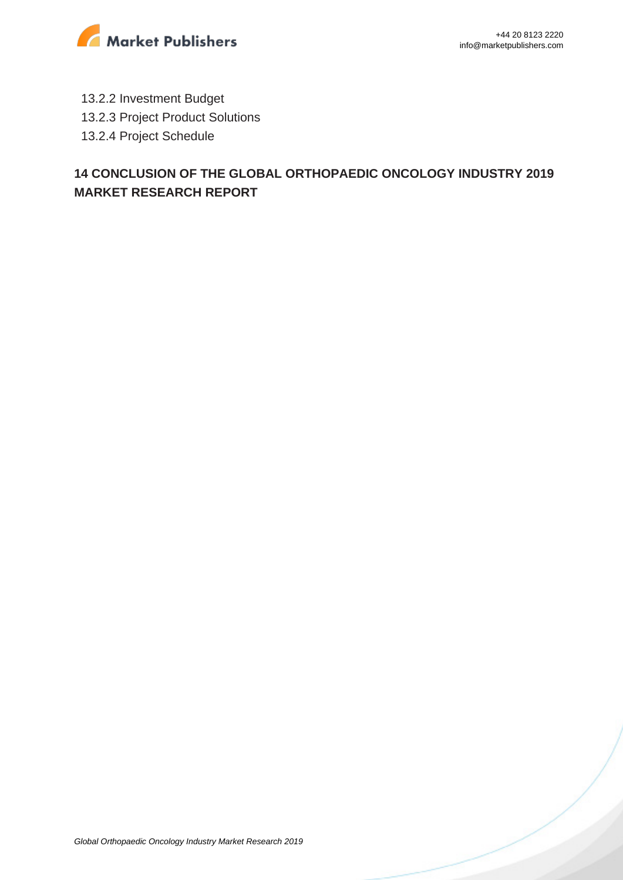13.2.2 Investment Budget
13.2.3 Project Product Solutions
13.2.4 Project Schedule

## 14 CONCLUSION OF THE GLOBAL ORTHOPAEDIC ONCOLOGY INDUSTRY 2019 MARKET RESEARCH REPORT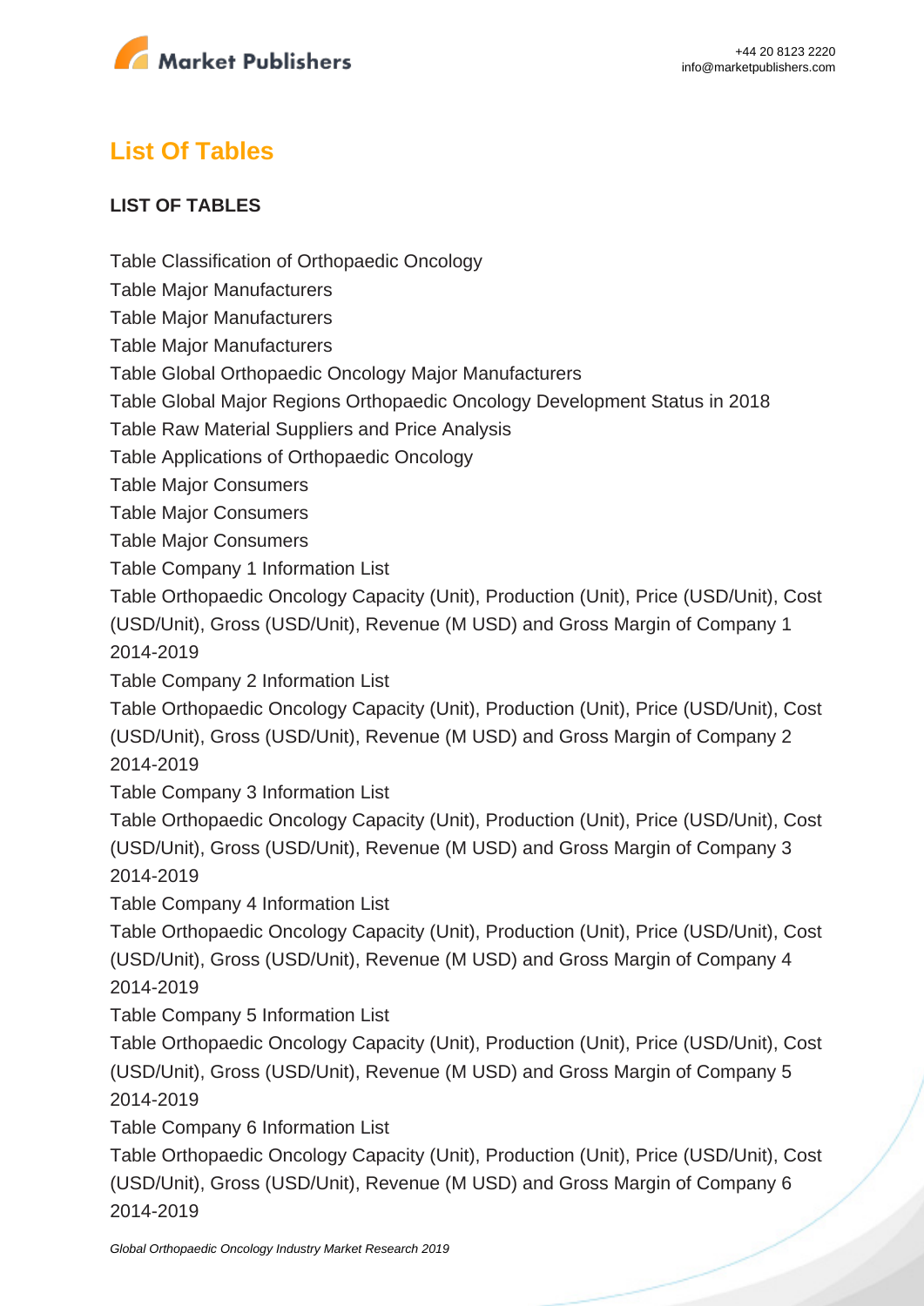## List Of Tables

**LIST OF TABLES**

Table Classification of Orthopaedic Oncology
Table Major Manufacturers
Table Major Manufacturers
Table Major Manufacturers
Table Global Orthopaedic Oncology Major Manufacturers
Table Global Major Regions Orthopaedic Oncology Development Status in 2018
Table Raw Material Suppliers and Price Analysis
Table Applications of Orthopaedic Oncology
Table Major Consumers
Table Major Consumers
Table Major Consumers
Table Company 1 Information List
Table Orthopaedic Oncology Capacity (Unit), Production (Unit), Price (USD/Unit), Cost (USD/Unit), Gross (USD/Unit), Revenue (M USD) and Gross Margin of Company 1 2014-2019
Table Company 2 Information List
Table Orthopaedic Oncology Capacity (Unit), Production (Unit), Price (USD/Unit), Cost (USD/Unit), Gross (USD/Unit), Revenue (M USD) and Gross Margin of Company 2 2014-2019
Table Company 3 Information List
Table Orthopaedic Oncology Capacity (Unit), Production (Unit), Price (USD/Unit), Cost (USD/Unit), Gross (USD/Unit), Revenue (M USD) and Gross Margin of Company 3 2014-2019
Table Company 4 Information List
Table Orthopaedic Oncology Capacity (Unit), Production (Unit), Price (USD/Unit), Cost (USD/Unit), Gross (USD/Unit), Revenue (M USD) and Gross Margin of Company 4 2014-2019
Table Company 5 Information List
Table Orthopaedic Oncology Capacity (Unit), Production (Unit), Price (USD/Unit), Cost (USD/Unit), Gross (USD/Unit), Revenue (M USD) and Gross Margin of Company 5 2014-2019
Table Company 6 Information List
Table Orthopaedic Oncology Capacity (Unit), Production (Unit), Price (USD/Unit), Cost (USD/Unit), Gross (USD/Unit), Revenue (M USD) and Gross Margin of Company 6 2014-2019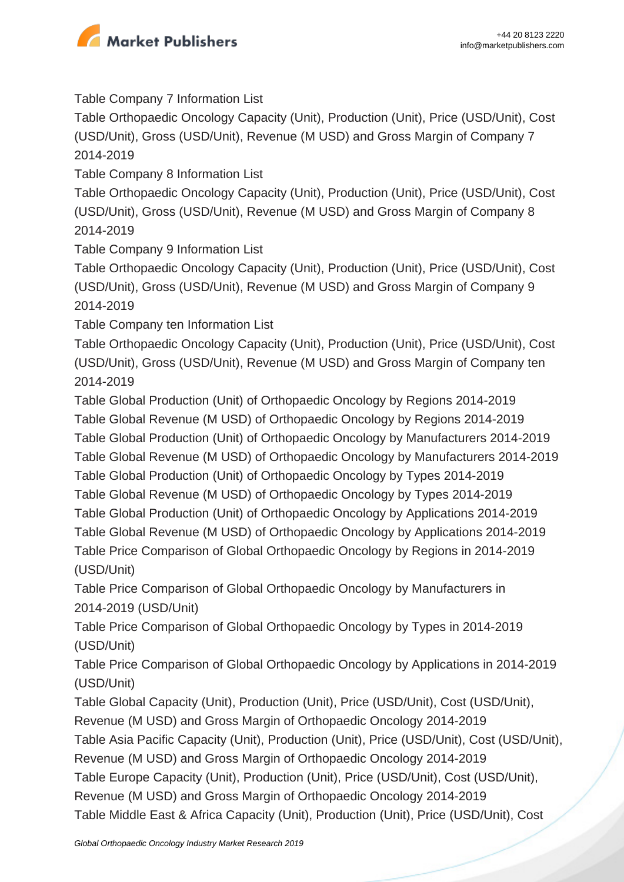Table Company 7 Information List

Table Orthopaedic Oncology Capacity (Unit), Production (Unit), Price (USD/Unit), Cost (USD/Unit), Gross (USD/Unit), Revenue (M USD) and Gross Margin of Company 7 2014-2019

Table Company 8 Information List

Table Orthopaedic Oncology Capacity (Unit), Production (Unit), Price (USD/Unit), Cost (USD/Unit), Gross (USD/Unit), Revenue (M USD) and Gross Margin of Company 8 2014-2019

Table Company 9 Information List

Table Orthopaedic Oncology Capacity (Unit), Production (Unit), Price (USD/Unit), Cost (USD/Unit), Gross (USD/Unit), Revenue (M USD) and Gross Margin of Company 9 2014-2019

Table Company ten Information List

Table Orthopaedic Oncology Capacity (Unit), Production (Unit), Price (USD/Unit), Cost (USD/Unit), Gross (USD/Unit), Revenue (M USD) and Gross Margin of Company ten 2014-2019

Table Global Production (Unit) of Orthopaedic Oncology by Regions 2014-2019

Table Global Revenue (M USD) of Orthopaedic Oncology by Regions 2014-2019

Table Global Production (Unit) of Orthopaedic Oncology by Manufacturers 2014-2019

Table Global Revenue (M USD) of Orthopaedic Oncology by Manufacturers 2014-2019

Table Global Production (Unit) of Orthopaedic Oncology by Types 2014-2019

Table Global Revenue (M USD) of Orthopaedic Oncology by Types 2014-2019

Table Global Production (Unit) of Orthopaedic Oncology by Applications 2014-2019

Table Global Revenue (M USD) of Orthopaedic Oncology by Applications 2014-2019

Table Price Comparison of Global Orthopaedic Oncology by Regions in 2014-2019 (USD/Unit)

Table Price Comparison of Global Orthopaedic Oncology by Manufacturers in 2014-2019 (USD/Unit)

Table Price Comparison of Global Orthopaedic Oncology by Types in 2014-2019 (USD/Unit)

Table Price Comparison of Global Orthopaedic Oncology by Applications in 2014-2019 (USD/Unit)

Table Global Capacity (Unit), Production (Unit), Price (USD/Unit), Cost (USD/Unit), Revenue (M USD) and Gross Margin of Orthopaedic Oncology 2014-2019

Table Asia Pacific Capacity (Unit), Production (Unit), Price (USD/Unit), Cost (USD/Unit), Revenue (M USD) and Gross Margin of Orthopaedic Oncology 2014-2019

Table Europe Capacity (Unit), Production (Unit), Price (USD/Unit), Cost (USD/Unit), Revenue (M USD) and Gross Margin of Orthopaedic Oncology 2014-2019

Table Middle East & Africa Capacity (Unit), Production (Unit), Price (USD/Unit), Cost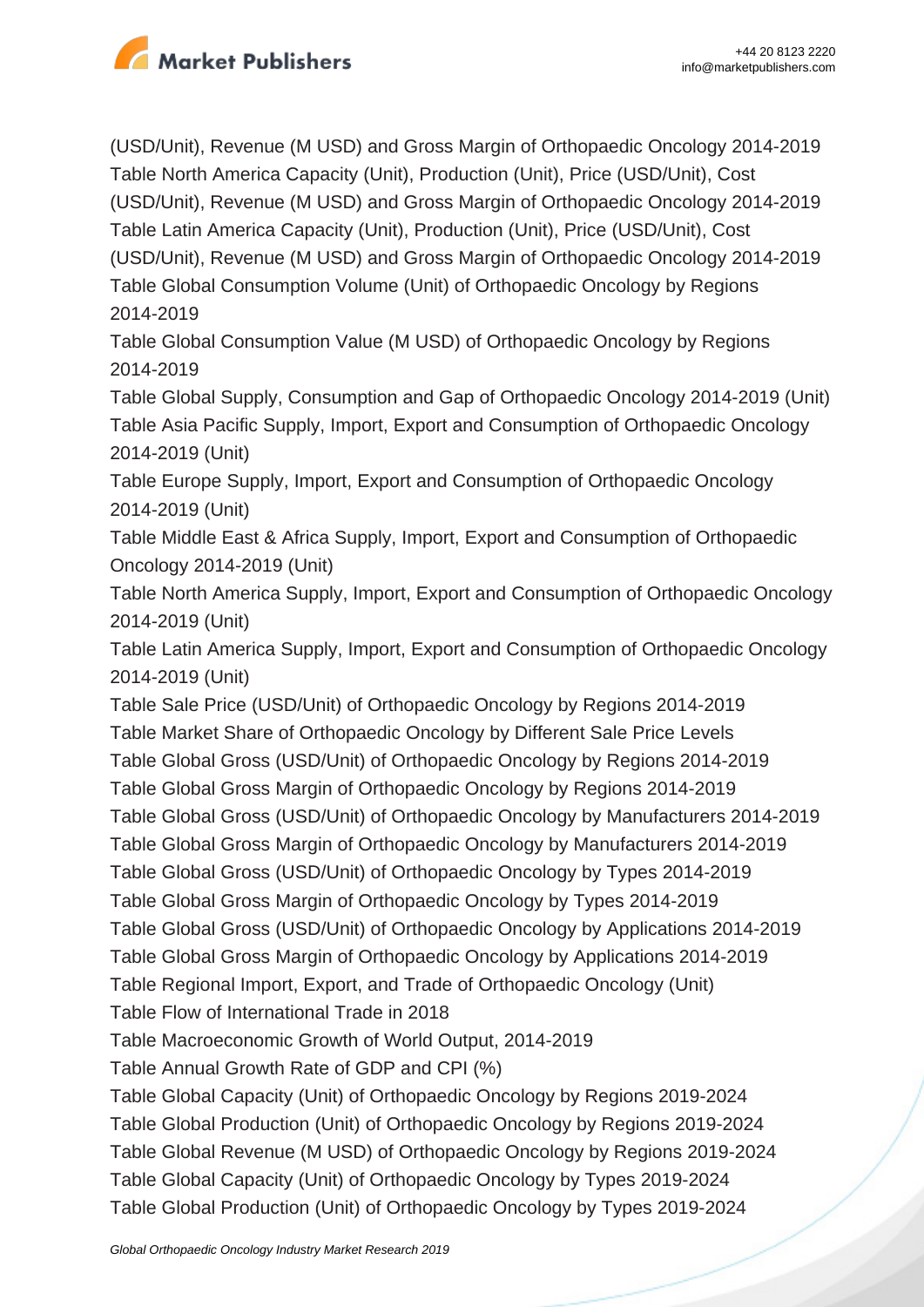(USD/Unit), Revenue (M USD) and Gross Margin of Orthopaedic Oncology 2014-2019
Table North America Capacity (Unit), Production (Unit), Price (USD/Unit), Cost (USD/Unit), Revenue (M USD) and Gross Margin of Orthopaedic Oncology 2014-2019
Table Latin America Capacity (Unit), Production (Unit), Price (USD/Unit), Cost (USD/Unit), Revenue (M USD) and Gross Margin of Orthopaedic Oncology 2014-2019
Table Global Consumption Volume (Unit) of Orthopaedic Oncology by Regions 2014-2019
Table Global Consumption Value (M USD) of Orthopaedic Oncology by Regions 2014-2019
Table Global Supply, Consumption and Gap of Orthopaedic Oncology 2014-2019 (Unit)
Table Asia Pacific Supply, Import, Export and Consumption of Orthopaedic Oncology 2014-2019 (Unit)
Table Europe Supply, Import, Export and Consumption of Orthopaedic Oncology 2014-2019 (Unit)
Table Middle East & Africa Supply, Import, Export and Consumption of Orthopaedic Oncology 2014-2019 (Unit)
Table North America Supply, Import, Export and Consumption of Orthopaedic Oncology 2014-2019 (Unit)
Table Latin America Supply, Import, Export and Consumption of Orthopaedic Oncology 2014-2019 (Unit)
Table Sale Price (USD/Unit) of Orthopaedic Oncology by Regions 2014-2019
Table Market Share of Orthopaedic Oncology by Different Sale Price Levels
Table Global Gross (USD/Unit) of Orthopaedic Oncology by Regions 2014-2019
Table Global Gross Margin of Orthopaedic Oncology by Regions 2014-2019
Table Global Gross (USD/Unit) of Orthopaedic Oncology by Manufacturers 2014-2019
Table Global Gross Margin of Orthopaedic Oncology by Manufacturers 2014-2019
Table Global Gross (USD/Unit) of Orthopaedic Oncology by Types 2014-2019
Table Global Gross Margin of Orthopaedic Oncology by Types 2014-2019
Table Global Gross (USD/Unit) of Orthopaedic Oncology by Applications 2014-2019
Table Global Gross Margin of Orthopaedic Oncology by Applications 2014-2019
Table Regional Import, Export, and Trade of Orthopaedic Oncology (Unit)
Table Flow of International Trade in 2018
Table Macroeconomic Growth of World Output, 2014-2019
Table Annual Growth Rate of GDP and CPI (%)
Table Global Capacity (Unit) of Orthopaedic Oncology by Regions 2019-2024
Table Global Production (Unit) of Orthopaedic Oncology by Regions 2019-2024
Table Global Revenue (M USD) of Orthopaedic Oncology by Regions 2019-2024
Table Global Capacity (Unit) of Orthopaedic Oncology by Types 2019-2024
Table Global Production (Unit) of Orthopaedic Oncology by Types 2019-2024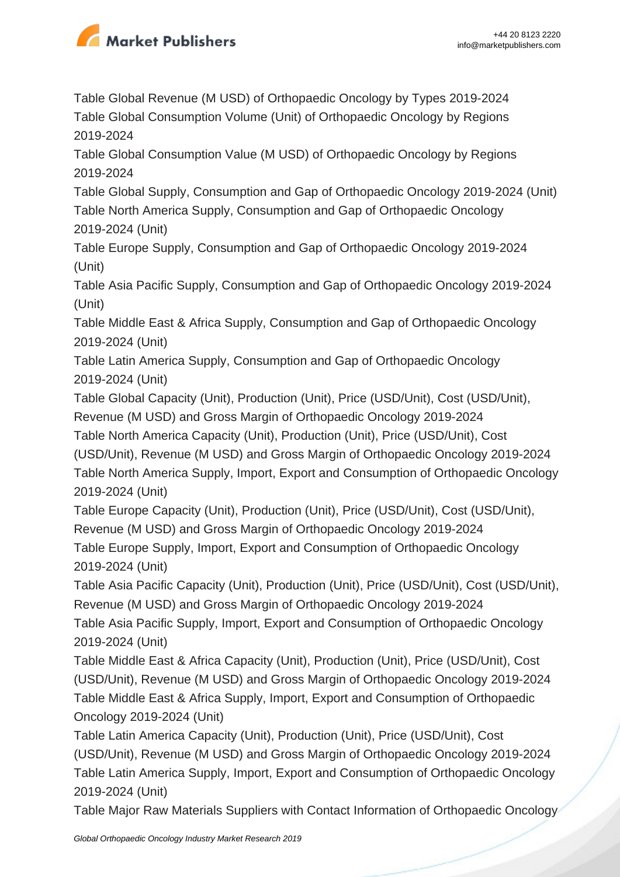Table Global Revenue (M USD) of Orthopaedic Oncology by Types 2019-2024
Table Global Consumption Volume (Unit) of Orthopaedic Oncology by Regions 2019-2024
Table Global Consumption Value (M USD) of Orthopaedic Oncology by Regions 2019-2024
Table Global Supply, Consumption and Gap of Orthopaedic Oncology 2019-2024 (Unit)
Table North America Supply, Consumption and Gap of Orthopaedic Oncology 2019-2024 (Unit)
Table Europe Supply, Consumption and Gap of Orthopaedic Oncology 2019-2024 (Unit)
Table Asia Pacific Supply, Consumption and Gap of Orthopaedic Oncology 2019-2024 (Unit)
Table Middle East & Africa Supply, Consumption and Gap of Orthopaedic Oncology 2019-2024 (Unit)
Table Latin America Supply, Consumption and Gap of Orthopaedic Oncology 2019-2024 (Unit)
Table Global Capacity (Unit), Production (Unit), Price (USD/Unit), Cost (USD/Unit), Revenue (M USD) and Gross Margin of Orthopaedic Oncology 2019-2024
Table North America Capacity (Unit), Production (Unit), Price (USD/Unit), Cost (USD/Unit), Revenue (M USD) and Gross Margin of Orthopaedic Oncology 2019-2024
Table North America Supply, Import, Export and Consumption of Orthopaedic Oncology 2019-2024 (Unit)
Table Europe Capacity (Unit), Production (Unit), Price (USD/Unit), Cost (USD/Unit), Revenue (M USD) and Gross Margin of Orthopaedic Oncology 2019-2024
Table Europe Supply, Import, Export and Consumption of Orthopaedic Oncology 2019-2024 (Unit)
Table Asia Pacific Capacity (Unit), Production (Unit), Price (USD/Unit), Cost (USD/Unit), Revenue (M USD) and Gross Margin of Orthopaedic Oncology 2019-2024
Table Asia Pacific Supply, Import, Export and Consumption of Orthopaedic Oncology 2019-2024 (Unit)
Table Middle East & Africa Capacity (Unit), Production (Unit), Price (USD/Unit), Cost (USD/Unit), Revenue (M USD) and Gross Margin of Orthopaedic Oncology 2019-2024
Table Middle East & Africa Supply, Import, Export and Consumption of Orthopaedic Oncology 2019-2024 (Unit)
Table Latin America Capacity (Unit), Production (Unit), Price (USD/Unit), Cost (USD/Unit), Revenue (M USD) and Gross Margin of Orthopaedic Oncology 2019-2024
Table Latin America Supply, Import, Export and Consumption of Orthopaedic Oncology 2019-2024 (Unit)
Table Major Raw Materials Suppliers with Contact Information of Orthopaedic Oncology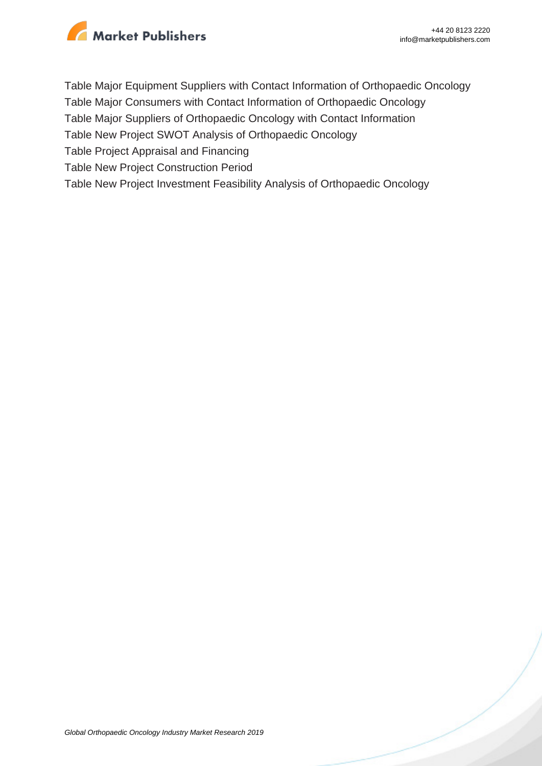Table Major Equipment Suppliers with Contact Information of Orthopaedic Oncology
Table Major Consumers with Contact Information of Orthopaedic Oncology
Table Major Suppliers of Orthopaedic Oncology with Contact Information
Table New Project SWOT Analysis of Orthopaedic Oncology
Table Project Appraisal and Financing
Table New Project Construction Period
Table New Project Investment Feasibility Analysis of Orthopaedic Oncology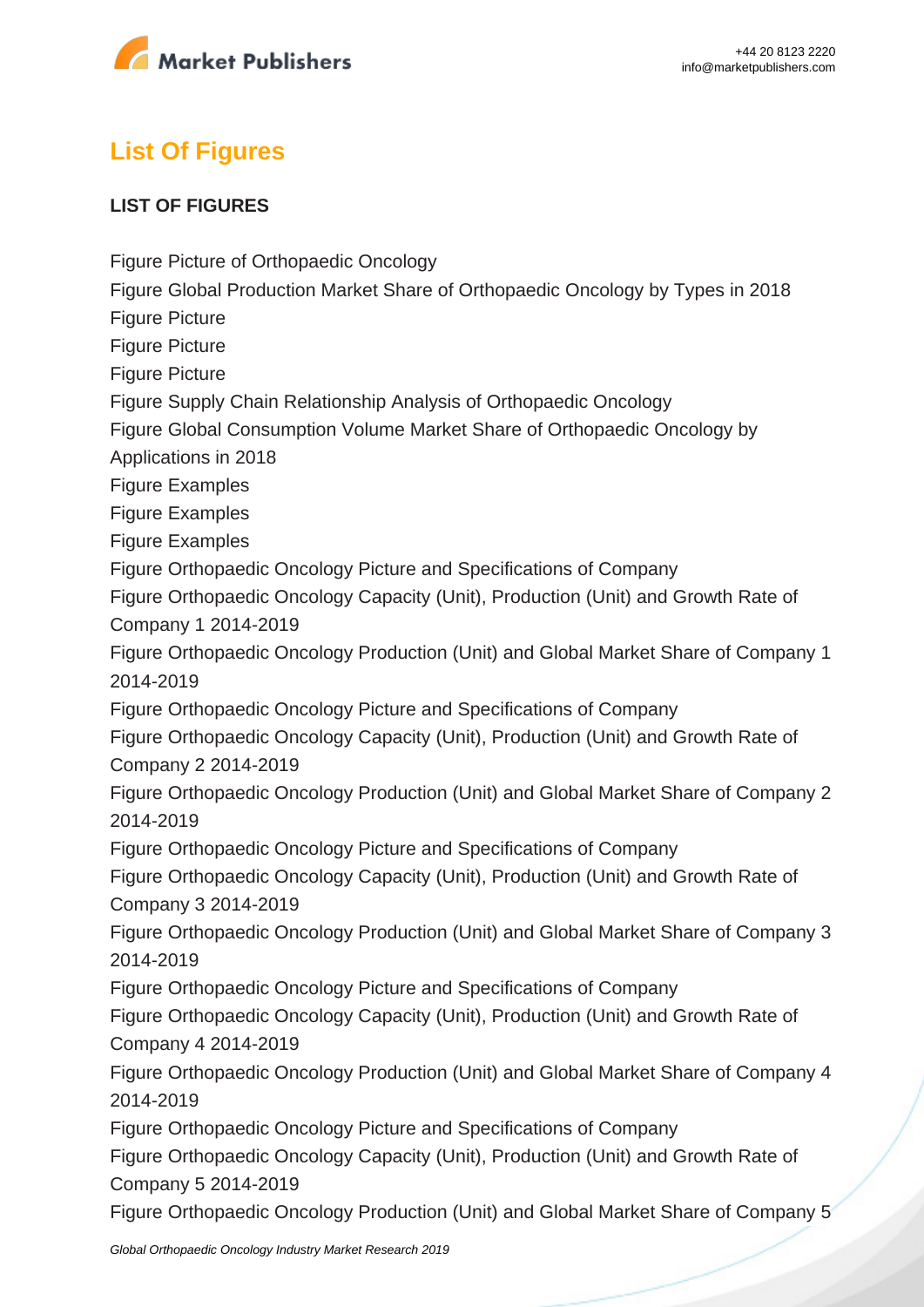## List Of Figures

**LIST OF FIGURES**

Figure Picture of Orthopaedic Oncology
Figure Global Production Market Share of Orthopaedic Oncology by Types in 2018
Figure Picture
Figure Picture
Figure Picture
Figure Supply Chain Relationship Analysis of Orthopaedic Oncology
Figure Global Consumption Volume Market Share of Orthopaedic Oncology by Applications in 2018
Figure Examples
Figure Examples
Figure Examples
Figure Orthopaedic Oncology Picture and Specifications of Company
Figure Orthopaedic Oncology Capacity (Unit), Production (Unit) and Growth Rate of Company 1 2014-2019
Figure Orthopaedic Oncology Production (Unit) and Global Market Share of Company 1 2014-2019
Figure Orthopaedic Oncology Picture and Specifications of Company
Figure Orthopaedic Oncology Capacity (Unit), Production (Unit) and Growth Rate of Company 2 2014-2019
Figure Orthopaedic Oncology Production (Unit) and Global Market Share of Company 2 2014-2019
Figure Orthopaedic Oncology Picture and Specifications of Company
Figure Orthopaedic Oncology Capacity (Unit), Production (Unit) and Growth Rate of Company 3 2014-2019
Figure Orthopaedic Oncology Production (Unit) and Global Market Share of Company 3 2014-2019
Figure Orthopaedic Oncology Picture and Specifications of Company
Figure Orthopaedic Oncology Capacity (Unit), Production (Unit) and Growth Rate of Company 4 2014-2019
Figure Orthopaedic Oncology Production (Unit) and Global Market Share of Company 4 2014-2019
Figure Orthopaedic Oncology Picture and Specifications of Company
Figure Orthopaedic Oncology Capacity (Unit), Production (Unit) and Growth Rate of Company 5 2014-2019
Figure Orthopaedic Oncology Production (Unit) and Global Market Share of Company 5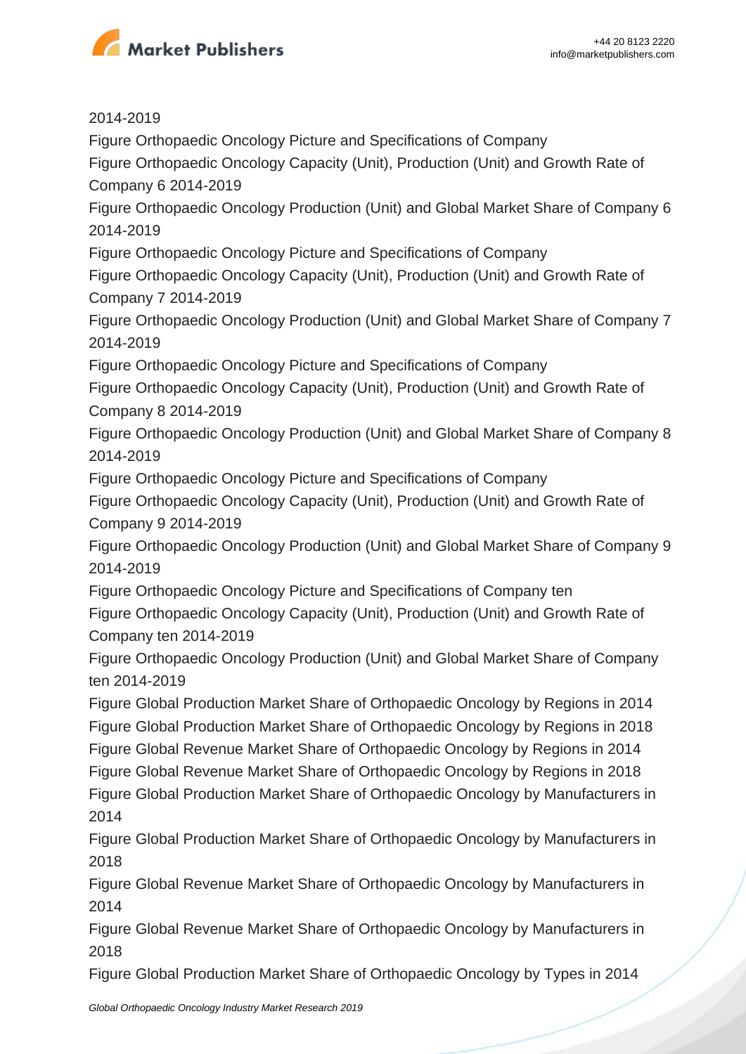2014-2019

Figure Orthopaedic Oncology Picture and Specifications of Company

Figure Orthopaedic Oncology Capacity (Unit), Production (Unit) and Growth Rate of Company 6 2014-2019

Figure Orthopaedic Oncology Production (Unit) and Global Market Share of Company 6 2014-2019

Figure Orthopaedic Oncology Picture and Specifications of Company

Figure Orthopaedic Oncology Capacity (Unit), Production (Unit) and Growth Rate of Company 7 2014-2019

Figure Orthopaedic Oncology Production (Unit) and Global Market Share of Company 7 2014-2019

Figure Orthopaedic Oncology Picture and Specifications of Company

Figure Orthopaedic Oncology Capacity (Unit), Production (Unit) and Growth Rate of Company 8 2014-2019

Figure Orthopaedic Oncology Production (Unit) and Global Market Share of Company 8 2014-2019

Figure Orthopaedic Oncology Picture and Specifications of Company

Figure Orthopaedic Oncology Capacity (Unit), Production (Unit) and Growth Rate of Company 9 2014-2019

Figure Orthopaedic Oncology Production (Unit) and Global Market Share of Company 9 2014-2019

Figure Orthopaedic Oncology Picture and Specifications of Company ten

Figure Orthopaedic Oncology Capacity (Unit), Production (Unit) and Growth Rate of Company ten 2014-2019

Figure Orthopaedic Oncology Production (Unit) and Global Market Share of Company ten 2014-2019

Figure Global Production Market Share of Orthopaedic Oncology by Regions in 2014

Figure Global Production Market Share of Orthopaedic Oncology by Regions in 2018

Figure Global Revenue Market Share of Orthopaedic Oncology by Regions in 2014

Figure Global Revenue Market Share of Orthopaedic Oncology by Regions in 2018

Figure Global Production Market Share of Orthopaedic Oncology by Manufacturers in 2014

Figure Global Production Market Share of Orthopaedic Oncology by Manufacturers in 2018

Figure Global Revenue Market Share of Orthopaedic Oncology by Manufacturers in 2014

Figure Global Revenue Market Share of Orthopaedic Oncology by Manufacturers in 2018

Figure Global Production Market Share of Orthopaedic Oncology by Types in 2014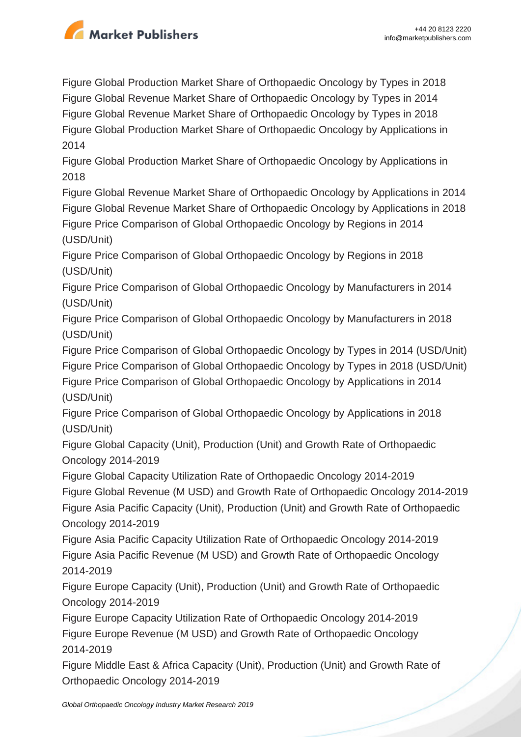Figure Global Production Market Share of Orthopaedic Oncology by Types in 2018
Figure Global Revenue Market Share of Orthopaedic Oncology by Types in 2014
Figure Global Revenue Market Share of Orthopaedic Oncology by Types in 2018
Figure Global Production Market Share of Orthopaedic Oncology by Applications in 2014
Figure Global Production Market Share of Orthopaedic Oncology by Applications in 2018
Figure Global Revenue Market Share of Orthopaedic Oncology by Applications in 2014
Figure Global Revenue Market Share of Orthopaedic Oncology by Applications in 2018
Figure Price Comparison of Global Orthopaedic Oncology by Regions in 2014 (USD/Unit)
Figure Price Comparison of Global Orthopaedic Oncology by Regions in 2018 (USD/Unit)
Figure Price Comparison of Global Orthopaedic Oncology by Manufacturers in 2014 (USD/Unit)
Figure Price Comparison of Global Orthopaedic Oncology by Manufacturers in 2018 (USD/Unit)
Figure Price Comparison of Global Orthopaedic Oncology by Types in 2014 (USD/Unit)
Figure Price Comparison of Global Orthopaedic Oncology by Types in 2018 (USD/Unit)
Figure Price Comparison of Global Orthopaedic Oncology by Applications in 2014 (USD/Unit)
Figure Price Comparison of Global Orthopaedic Oncology by Applications in 2018 (USD/Unit)
Figure Global Capacity (Unit), Production (Unit) and Growth Rate of Orthopaedic Oncology 2014-2019
Figure Global Capacity Utilization Rate of Orthopaedic Oncology 2014-2019
Figure Global Revenue (M USD) and Growth Rate of Orthopaedic Oncology 2014-2019
Figure Asia Pacific Capacity (Unit), Production (Unit) and Growth Rate of Orthopaedic Oncology 2014-2019
Figure Asia Pacific Capacity Utilization Rate of Orthopaedic Oncology 2014-2019
Figure Asia Pacific Revenue (M USD) and Growth Rate of Orthopaedic Oncology 2014-2019
Figure Europe Capacity (Unit), Production (Unit) and Growth Rate of Orthopaedic Oncology 2014-2019
Figure Europe Capacity Utilization Rate of Orthopaedic Oncology 2014-2019
Figure Europe Revenue (M USD) and Growth Rate of Orthopaedic Oncology 2014-2019
Figure Middle East & Africa Capacity (Unit), Production (Unit) and Growth Rate of Orthopaedic Oncology 2014-2019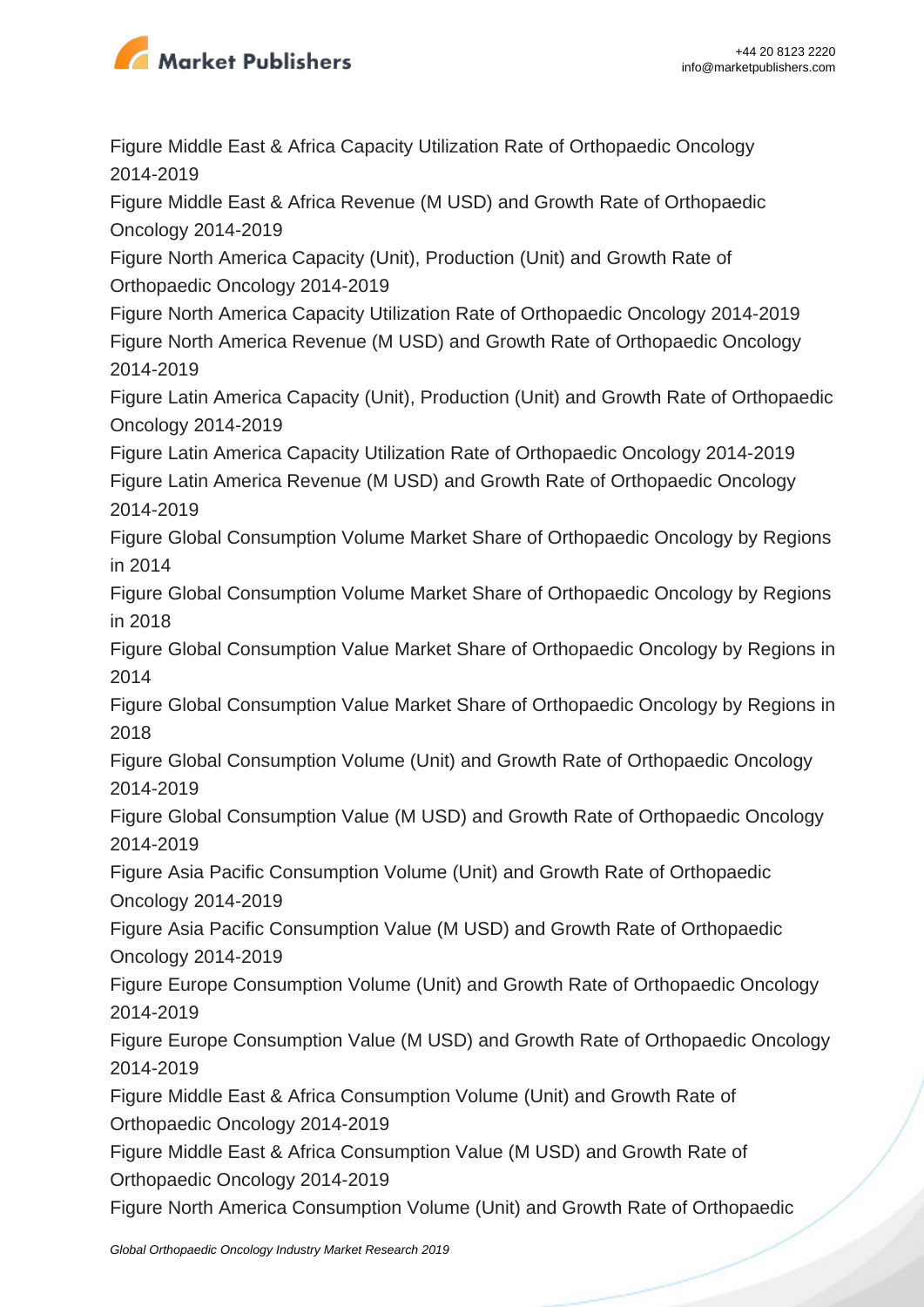Figure Middle East & Africa Capacity Utilization Rate of Orthopaedic Oncology 2014-2019

Figure Middle East & Africa Revenue (M USD) and Growth Rate of Orthopaedic Oncology 2014-2019

Figure North America Capacity (Unit), Production (Unit) and Growth Rate of Orthopaedic Oncology 2014-2019

Figure North America Capacity Utilization Rate of Orthopaedic Oncology 2014-2019

Figure North America Revenue (M USD) and Growth Rate of Orthopaedic Oncology 2014-2019

Figure Latin America Capacity (Unit), Production (Unit) and Growth Rate of Orthopaedic Oncology 2014-2019

Figure Latin America Capacity Utilization Rate of Orthopaedic Oncology 2014-2019

Figure Latin America Revenue (M USD) and Growth Rate of Orthopaedic Oncology 2014-2019

Figure Global Consumption Volume Market Share of Orthopaedic Oncology by Regions in 2014

Figure Global Consumption Volume Market Share of Orthopaedic Oncology by Regions in 2018

Figure Global Consumption Value Market Share of Orthopaedic Oncology by Regions in 2014

Figure Global Consumption Value Market Share of Orthopaedic Oncology by Regions in 2018

Figure Global Consumption Volume (Unit) and Growth Rate of Orthopaedic Oncology 2014-2019

Figure Global Consumption Value (M USD) and Growth Rate of Orthopaedic Oncology 2014-2019

Figure Asia Pacific Consumption Volume (Unit) and Growth Rate of Orthopaedic Oncology 2014-2019

Figure Asia Pacific Consumption Value (M USD) and Growth Rate of Orthopaedic Oncology 2014-2019

Figure Europe Consumption Volume (Unit) and Growth Rate of Orthopaedic Oncology 2014-2019

Figure Europe Consumption Value (M USD) and Growth Rate of Orthopaedic Oncology 2014-2019

Figure Middle East & Africa Consumption Volume (Unit) and Growth Rate of Orthopaedic Oncology 2014-2019

Figure Middle East & Africa Consumption Value (M USD) and Growth Rate of Orthopaedic Oncology 2014-2019

Figure North America Consumption Volume (Unit) and Growth Rate of Orthopaedic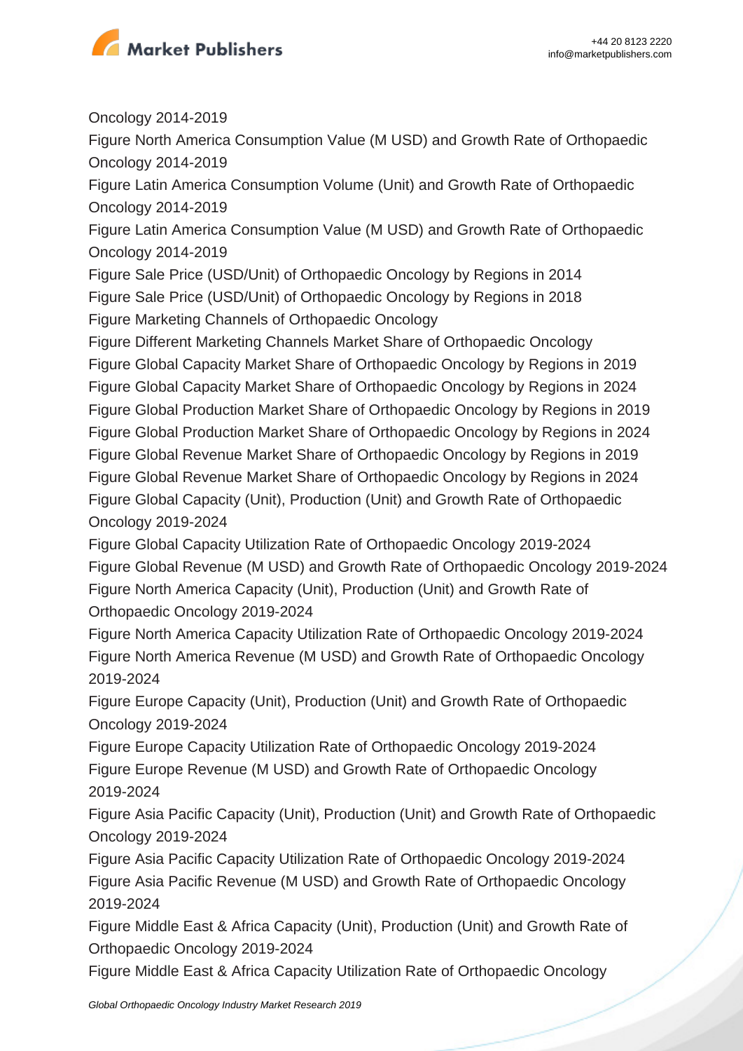Oncology 2014-2019

Figure North America Consumption Value (M USD) and Growth Rate of Orthopaedic Oncology 2014-2019

Figure Latin America Consumption Volume (Unit) and Growth Rate of Orthopaedic Oncology 2014-2019

Figure Latin America Consumption Value (M USD) and Growth Rate of Orthopaedic Oncology 2014-2019

Figure Sale Price (USD/Unit) of Orthopaedic Oncology by Regions in 2014

Figure Sale Price (USD/Unit) of Orthopaedic Oncology by Regions in 2018

Figure Marketing Channels of Orthopaedic Oncology

Figure Different Marketing Channels Market Share of Orthopaedic Oncology

Figure Global Capacity Market Share of Orthopaedic Oncology by Regions in 2019

Figure Global Capacity Market Share of Orthopaedic Oncology by Regions in 2024

Figure Global Production Market Share of Orthopaedic Oncology by Regions in 2019

Figure Global Production Market Share of Orthopaedic Oncology by Regions in 2024

Figure Global Revenue Market Share of Orthopaedic Oncology by Regions in 2019

Figure Global Revenue Market Share of Orthopaedic Oncology by Regions in 2024

Figure Global Capacity (Unit), Production (Unit) and Growth Rate of Orthopaedic Oncology 2019-2024

Figure Global Capacity Utilization Rate of Orthopaedic Oncology 2019-2024

Figure Global Revenue (M USD) and Growth Rate of Orthopaedic Oncology 2019-2024

Figure North America Capacity (Unit), Production (Unit) and Growth Rate of Orthopaedic Oncology 2019-2024

Figure North America Capacity Utilization Rate of Orthopaedic Oncology 2019-2024

Figure North America Revenue (M USD) and Growth Rate of Orthopaedic Oncology 2019-2024

Figure Europe Capacity (Unit), Production (Unit) and Growth Rate of Orthopaedic Oncology 2019-2024

Figure Europe Capacity Utilization Rate of Orthopaedic Oncology 2019-2024

Figure Europe Revenue (M USD) and Growth Rate of Orthopaedic Oncology 2019-2024

Figure Asia Pacific Capacity (Unit), Production (Unit) and Growth Rate of Orthopaedic Oncology 2019-2024

Figure Asia Pacific Capacity Utilization Rate of Orthopaedic Oncology 2019-2024

Figure Asia Pacific Revenue (M USD) and Growth Rate of Orthopaedic Oncology 2019-2024

Figure Middle East & Africa Capacity (Unit), Production (Unit) and Growth Rate of Orthopaedic Oncology 2019-2024

Figure Middle East & Africa Capacity Utilization Rate of Orthopaedic Oncology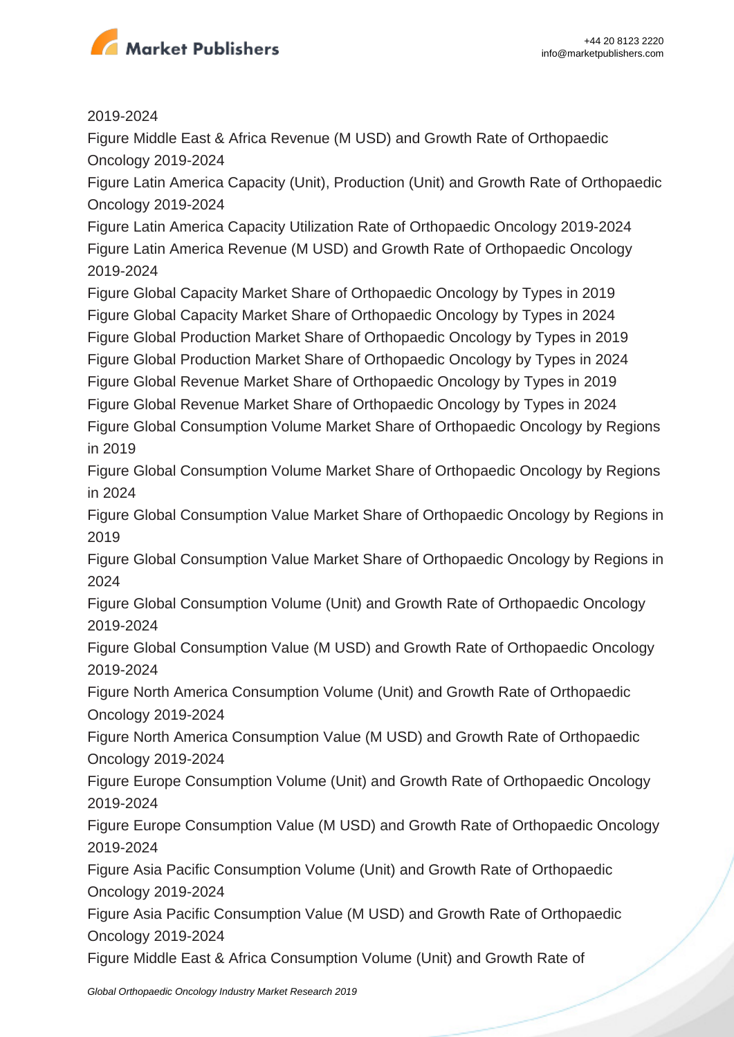2019-2024

Figure Middle East & Africa Revenue (M USD) and Growth Rate of Orthopaedic Oncology 2019-2024

Figure Latin America Capacity (Unit), Production (Unit) and Growth Rate of Orthopaedic Oncology 2019-2024

Figure Latin America Capacity Utilization Rate of Orthopaedic Oncology 2019-2024

Figure Latin America Revenue (M USD) and Growth Rate of Orthopaedic Oncology 2019-2024

Figure Global Capacity Market Share of Orthopaedic Oncology by Types in 2019

Figure Global Capacity Market Share of Orthopaedic Oncology by Types in 2024

Figure Global Production Market Share of Orthopaedic Oncology by Types in 2019

Figure Global Production Market Share of Orthopaedic Oncology by Types in 2024

Figure Global Revenue Market Share of Orthopaedic Oncology by Types in 2019

Figure Global Revenue Market Share of Orthopaedic Oncology by Types in 2024

Figure Global Consumption Volume Market Share of Orthopaedic Oncology by Regions in 2019

Figure Global Consumption Volume Market Share of Orthopaedic Oncology by Regions in 2024

Figure Global Consumption Value Market Share of Orthopaedic Oncology by Regions in 2019

Figure Global Consumption Value Market Share of Orthopaedic Oncology by Regions in 2024

Figure Global Consumption Volume (Unit) and Growth Rate of Orthopaedic Oncology 2019-2024

Figure Global Consumption Value (M USD) and Growth Rate of Orthopaedic Oncology 2019-2024

Figure North America Consumption Volume (Unit) and Growth Rate of Orthopaedic Oncology 2019-2024

Figure North America Consumption Value (M USD) and Growth Rate of Orthopaedic Oncology 2019-2024

Figure Europe Consumption Volume (Unit) and Growth Rate of Orthopaedic Oncology 2019-2024

Figure Europe Consumption Value (M USD) and Growth Rate of Orthopaedic Oncology 2019-2024

Figure Asia Pacific Consumption Volume (Unit) and Growth Rate of Orthopaedic Oncology 2019-2024

Figure Asia Pacific Consumption Value (M USD) and Growth Rate of Orthopaedic Oncology 2019-2024

Figure Middle East & Africa Consumption Volume (Unit) and Growth Rate of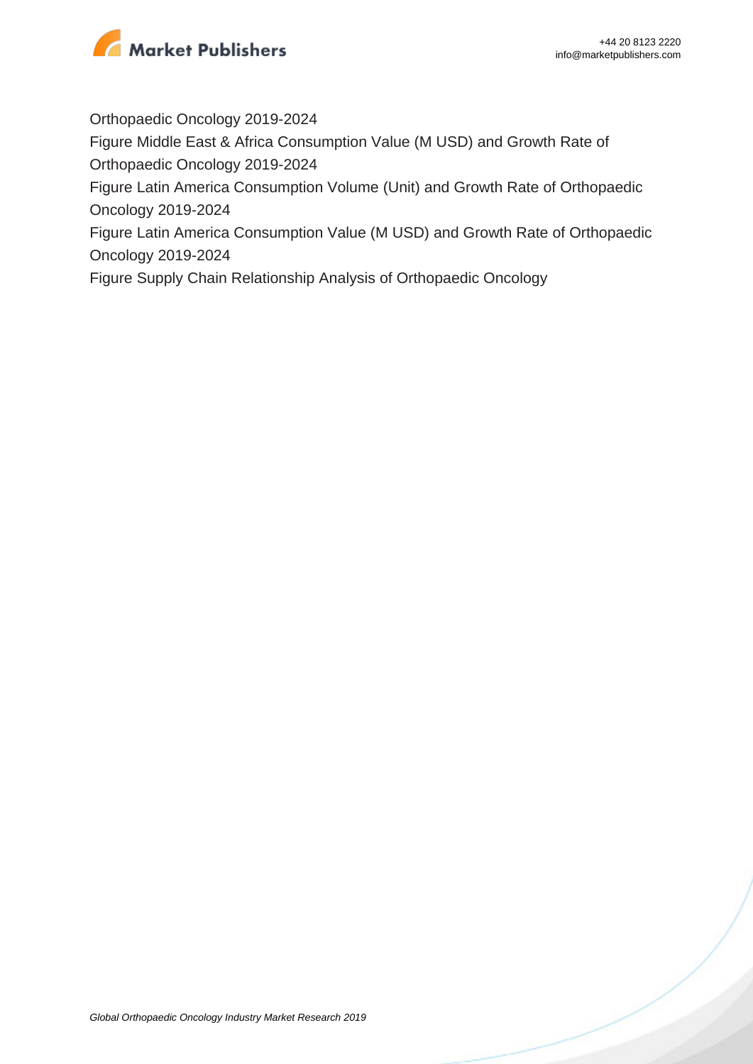Orthopaedic Oncology 2019-2024

Figure Middle East & Africa Consumption Value (M USD) and Growth Rate of Orthopaedic Oncology 2019-2024

Figure Latin America Consumption Volume (Unit) and Growth Rate of Orthopaedic Oncology 2019-2024

Figure Latin America Consumption Value (M USD) and Growth Rate of Orthopaedic Oncology 2019-2024

Figure Supply Chain Relationship Analysis of Orthopaedic Oncology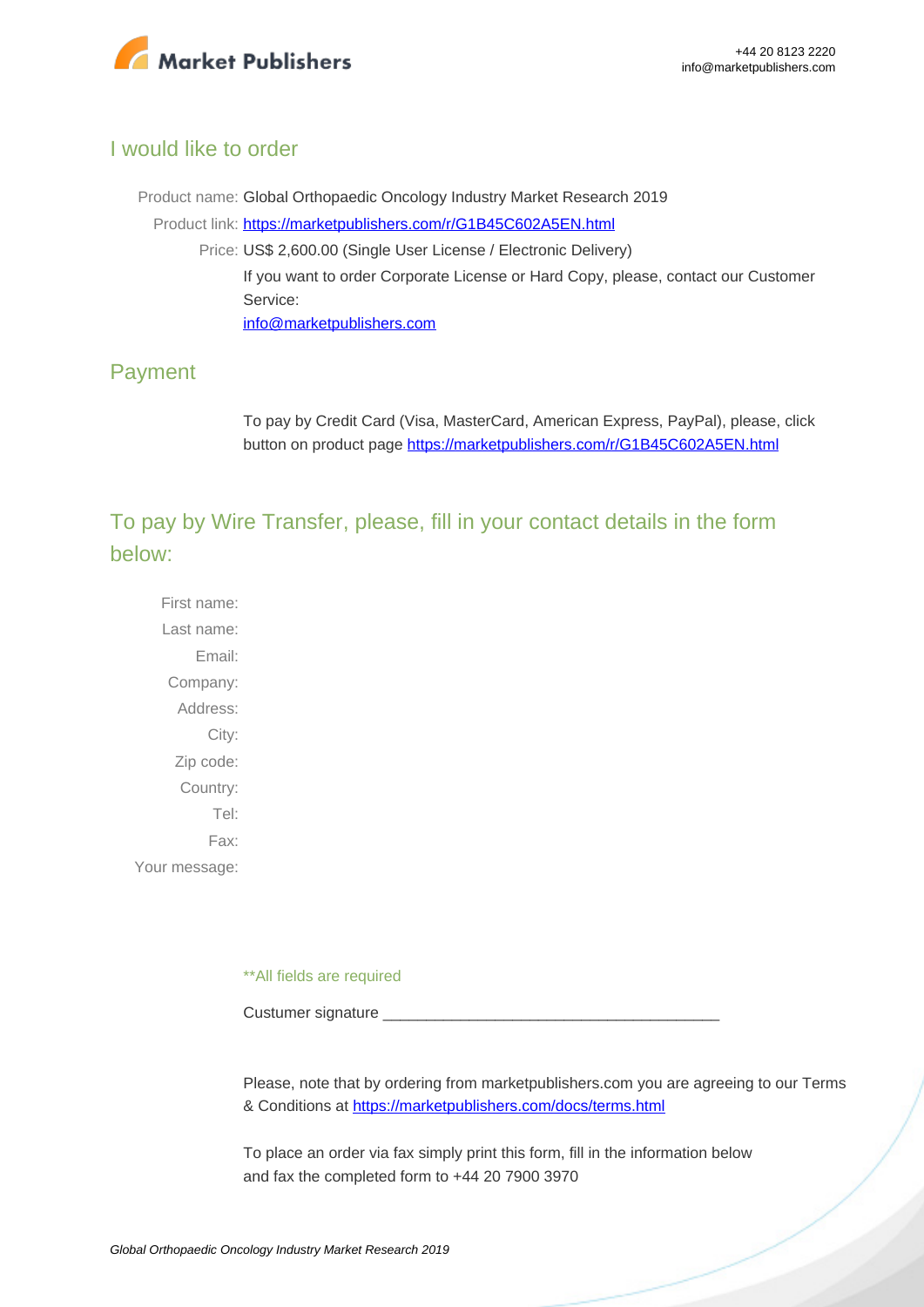## I would like to order

Product name: Global Orthopaedic Oncology Industry Market Research 2019

Product link: [https://marketpublishers.com/r/G1B45C602A5EN.html](https://marketpublishers.com/r/G1B45C602A5EN.html)

Price: US$ 2,600.00 (Single User License / Electronic Delivery)

If you want to order Corporate License or Hard Copy, please, contact our Customer Service:

[info@marketpublishers.com](mailto:info@marketpublishers.com)

## Payment

To pay by Credit Card (Visa, MasterCard, American Express, PayPal), please, click button on product page [https://marketpublishers.com/r/G1B45C602A5EN.html](https://marketpublishers.com/r/G1B45C602A5EN.html)

## To pay by Wire Transfer, please, fill in your contact details in the form below:

First name:

Last name:

Email:

Company:

Address:

City:

Zip code:

Country:

Tel:

Fax:

Your message:

**All fields are required

Custumer signature _______________________________________

Please, note that by ordering from marketpublishers.com you are agreeing to our Terms & Conditions at [https://marketpublishers.com/docs/terms.html](https://marketpublishers.com/docs/terms.html)

To place an order via fax simply print this form, fill in the information below and fax the completed form to +44 20 7900 3970